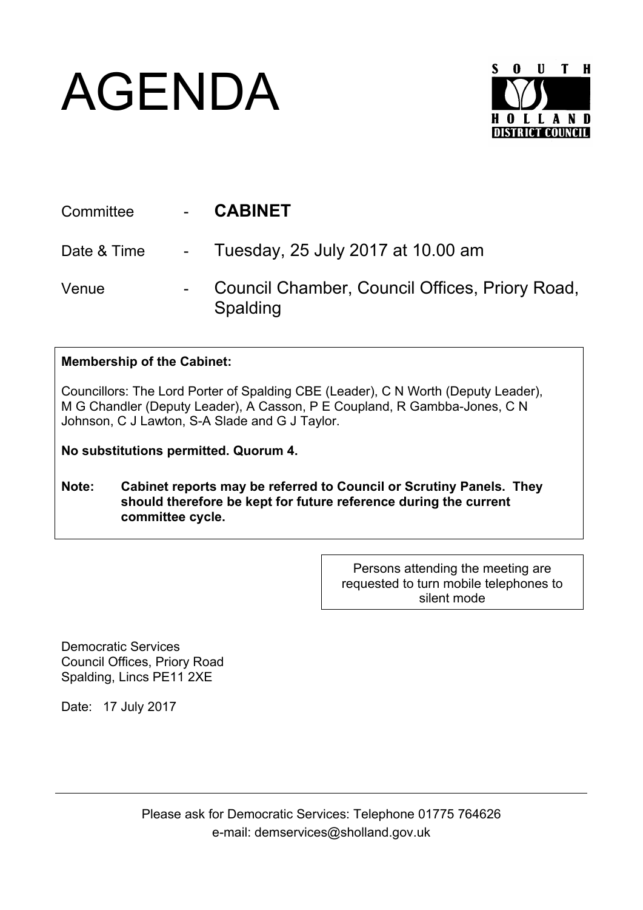# AGENDA

SOUTH HOLLAND DISTRICT COUNCIL

| | | |
|---|---|---|
| Committee | - | **CABINET** |
| Date & Time | - | Tuesday, 25 July 2017 at 10.00 am |
| Venue | - | Council Chamber, Council Offices, Priory Road, Spalding |

**Membership of the Cabinet:**

Councillors: The Lord Porter of Spalding CBE (Leader), C N Worth (Deputy Leader), M G Chandler (Deputy Leader), A Casson, P E Coupland, R Gambba-Jones, C N Johnson, C J Lawton, S-A Slade and G J Taylor.

**No substitutions permitted. Quorum 4.**

**Note: Cabinet reports may be referred to Council or Scrutiny Panels. They should therefore be kept for future reference during the current committee cycle.**

Persons attending the meeting are requested to turn mobile telephones to silent mode

Democratic Services
Council Offices, Priory Road
Spalding, Lincs PE11 2XE

Date: 17 July 2017

Please ask for Democratic Services: Telephone 01775 764626
e-mail: demservices@sholland.gov.uk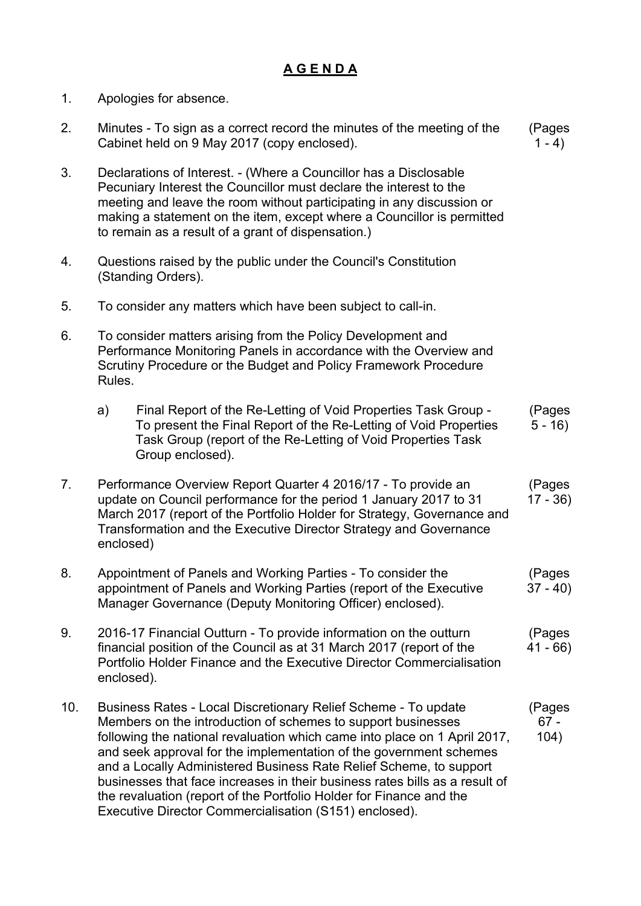# AGENDA

1. Apologies for absence.

2. Minutes - To sign as a correct record the minutes of the meeting of the Cabinet held on 9 May 2017 (copy enclosed). (Pages 1 - 4)

3. Declarations of Interest. - (Where a Councillor has a Disclosable Pecuniary Interest the Councillor must declare the interest to the meeting and leave the room without participating in any discussion or making a statement on the item, except where a Councillor is permitted to remain as a result of a grant of dispensation.)

4. Questions raised by the public under the Council's Constitution (Standing Orders).

5. To consider any matters which have been subject to call-in.

6. To consider matters arising from the Policy Development and Performance Monitoring Panels in accordance with the Overview and Scrutiny Procedure or the Budget and Policy Framework Procedure Rules.

   a) Final Report of the Re-Letting of Void Properties Task Group - To present the Final Report of the Re-Letting of Void Properties Task Group (report of the Re-Letting of Void Properties Task Group enclosed). (Pages 5 - 16)

7. Performance Overview Report Quarter 4 2016/17 - To provide an update on Council performance for the period 1 January 2017 to 31 March 2017 (report of the Portfolio Holder for Strategy, Governance and Transformation and the Executive Director Strategy and Governance enclosed) (Pages 17 - 36)

8. Appointment of Panels and Working Parties - To consider the appointment of Panels and Working Parties (report of the Executive Manager Governance (Deputy Monitoring Officer) enclosed). (Pages 37 - 40)

9. 2016-17 Financial Outturn - To provide information on the outturn financial position of the Council as at 31 March 2017 (report of the Portfolio Holder Finance and the Executive Director Commercialisation enclosed). (Pages 41 - 66)

10. Business Rates - Local Discretionary Relief Scheme - To update Members on the introduction of schemes to support businesses following the national revaluation which came into place on 1 April 2017, and seek approval for the implementation of the government schemes and a Locally Administered Business Rate Relief Scheme, to support businesses that face increases in their business rates bills as a result of the revaluation (report of the Portfolio Holder for Finance and the Executive Director Commercialisation (S151) enclosed). (Pages 67 - 104)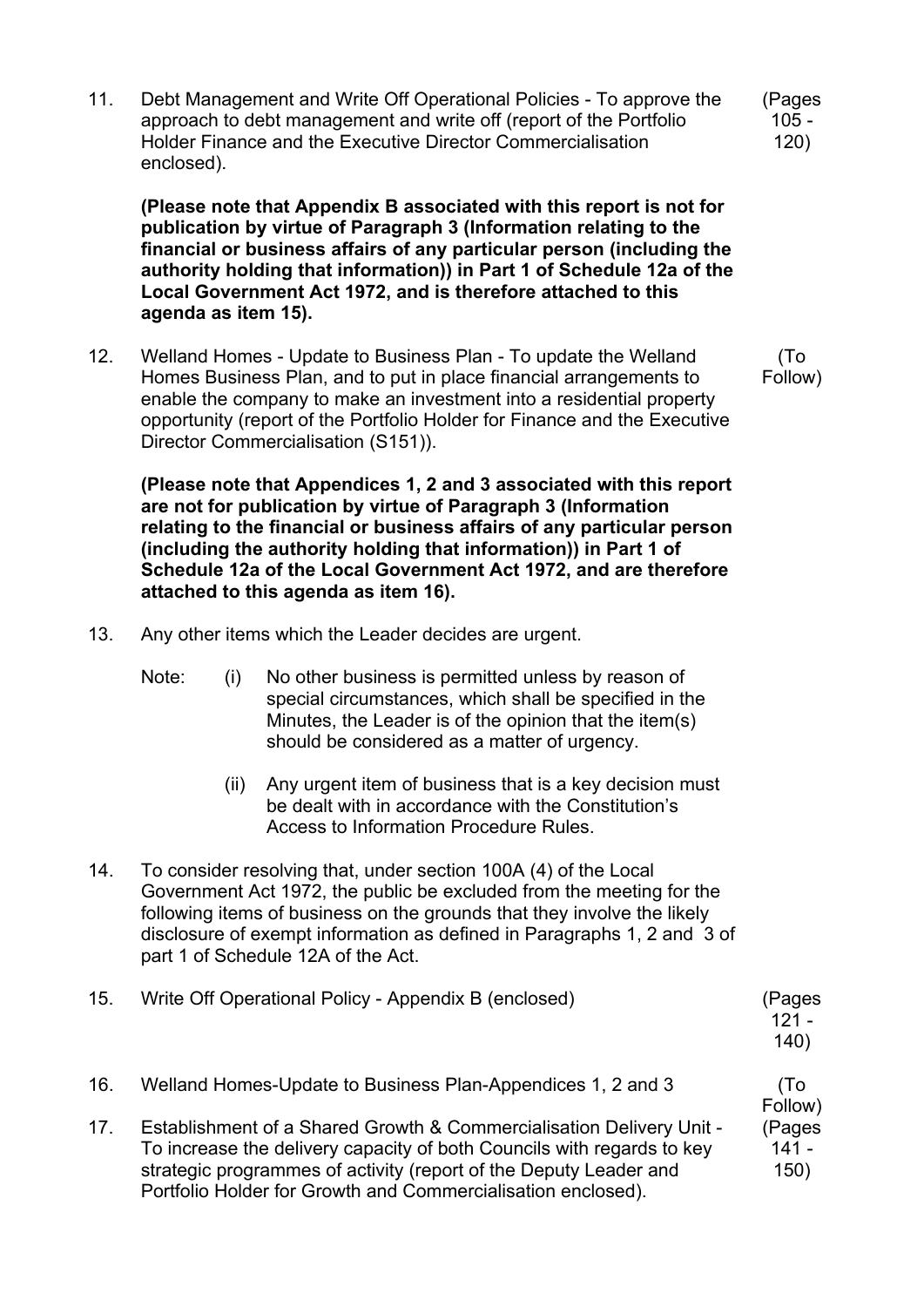11. Debt Management and Write Off Operational Policies - To approve the approach to debt management and write off (report of the Portfolio Holder Finance and the Executive Director Commercialisation enclosed). (Pages 105 - 120)

    **(Please note that Appendix B associated with this report is not for publication by virtue of Paragraph 3 (Information relating to the financial or business affairs of any particular person (including the authority holding that information)) in Part 1 of Schedule 12a of the Local Government Act 1972, and is therefore attached to this agenda as item 15).**

12. Welland Homes - Update to Business Plan - To update the Welland Homes Business Plan, and to put in place financial arrangements to enable the company to make an investment into a residential property opportunity (report of the Portfolio Holder for Finance and the Executive Director Commercialisation (S151)). (To Follow)

    **(Please note that Appendices 1, 2 and 3 associated with this report are not for publication by virtue of Paragraph 3 (Information relating to the financial or business affairs of any particular person (including the authority holding that information)) in Part 1 of Schedule 12a of the Local Government Act 1972, and are therefore attached to this agenda as item 16).**

13. Any other items which the Leader decides are urgent.

    Note:
    (i) No other business is permitted unless by reason of special circumstances, which shall be specified in the Minutes, the Leader is of the opinion that the item(s) should be considered as a matter of urgency.

    (ii) Any urgent item of business that is a key decision must be dealt with in accordance with the Constitution's Access to Information Procedure Rules.

14. To consider resolving that, under section 100A (4) of the Local Government Act 1972, the public be excluded from the meeting for the following items of business on the grounds that they involve the likely disclosure of exempt information as defined in Paragraphs 1, 2 and 3 of part 1 of Schedule 12A of the Act.

15. Write Off Operational Policy - Appendix B (enclosed) (Pages 121 - 140)

16. Welland Homes-Update to Business Plan-Appendices 1, 2 and 3 (To Follow)

17. Establishment of a Shared Growth & Commercialisation Delivery Unit - To increase the delivery capacity of both Councils with regards to key strategic programmes of activity (report of the Deputy Leader and Portfolio Holder for Growth and Commercialisation enclosed). (Pages 141 - 150)